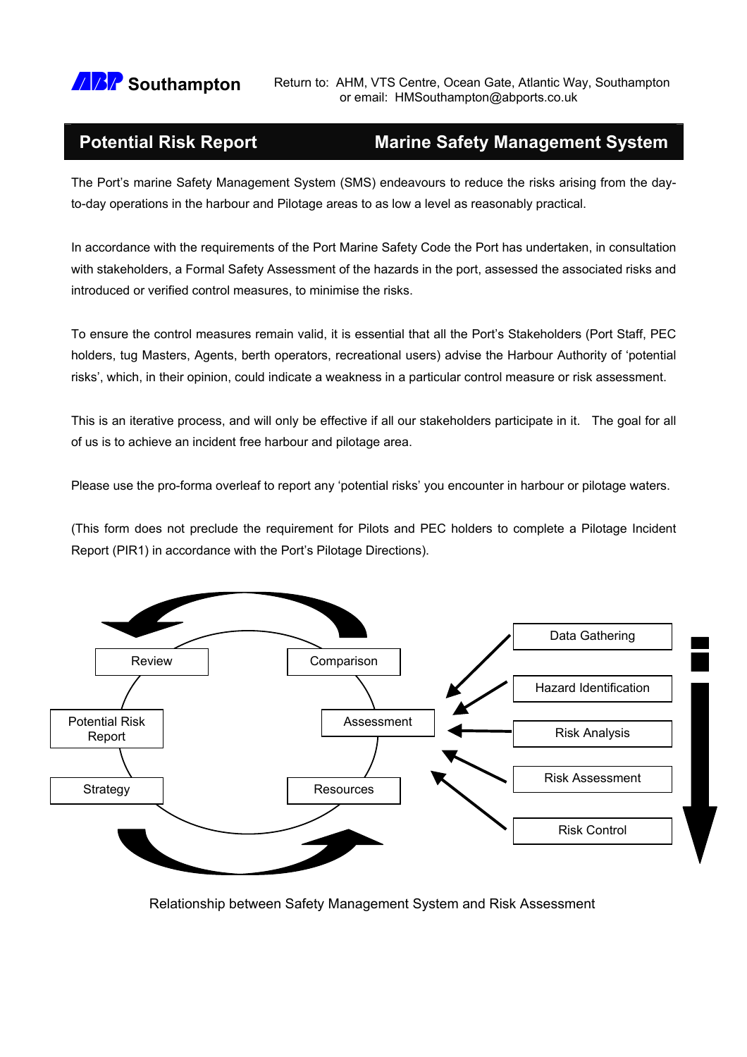**ABP Southampton**

Return to: AHM, VTS Centre, Ocean Gate, Atlantic Way, Southampton
or email: HMSouthampton@abports.co.uk

# Potential Risk Report — Marine Safety Management System

The Port's marine Safety Management System (SMS) endeavours to reduce the risks arising from the day-to-day operations in the harbour and Pilotage areas to as low a level as reasonably practical.

In accordance with the requirements of the Port Marine Safety Code the Port has undertaken, in consultation with stakeholders, a Formal Safety Assessment of the hazards in the port, assessed the associated risks and introduced or verified control measures, to minimise the risks.

To ensure the control measures remain valid, it is essential that all the Port's Stakeholders (Port Staff, PEC holders, tug Masters, Agents, berth operators, recreational users) advise the Harbour Authority of 'potential risks', which, in their opinion, could indicate a weakness in a particular control measure or risk assessment.

This is an iterative process, and will only be effective if all our stakeholders participate in it. The goal for all of us is to achieve an incident free harbour and pilotage area.

Please use the pro-forma overleaf to report any 'potential risks' you encounter in harbour or pilotage waters.

(This form does not preclude the requirement for Pilots and PEC holders to complete a Pilotage Incident Report (PIR1) in accordance with the Port's Pilotage Directions).

Review — Comparison — Assessment — Resources — Strategy — Potential Risk Report

Data Gathering → Hazard Identification → Risk Analysis → Risk Assessment → Risk Control

Relationship between Safety Management System and Risk Assessment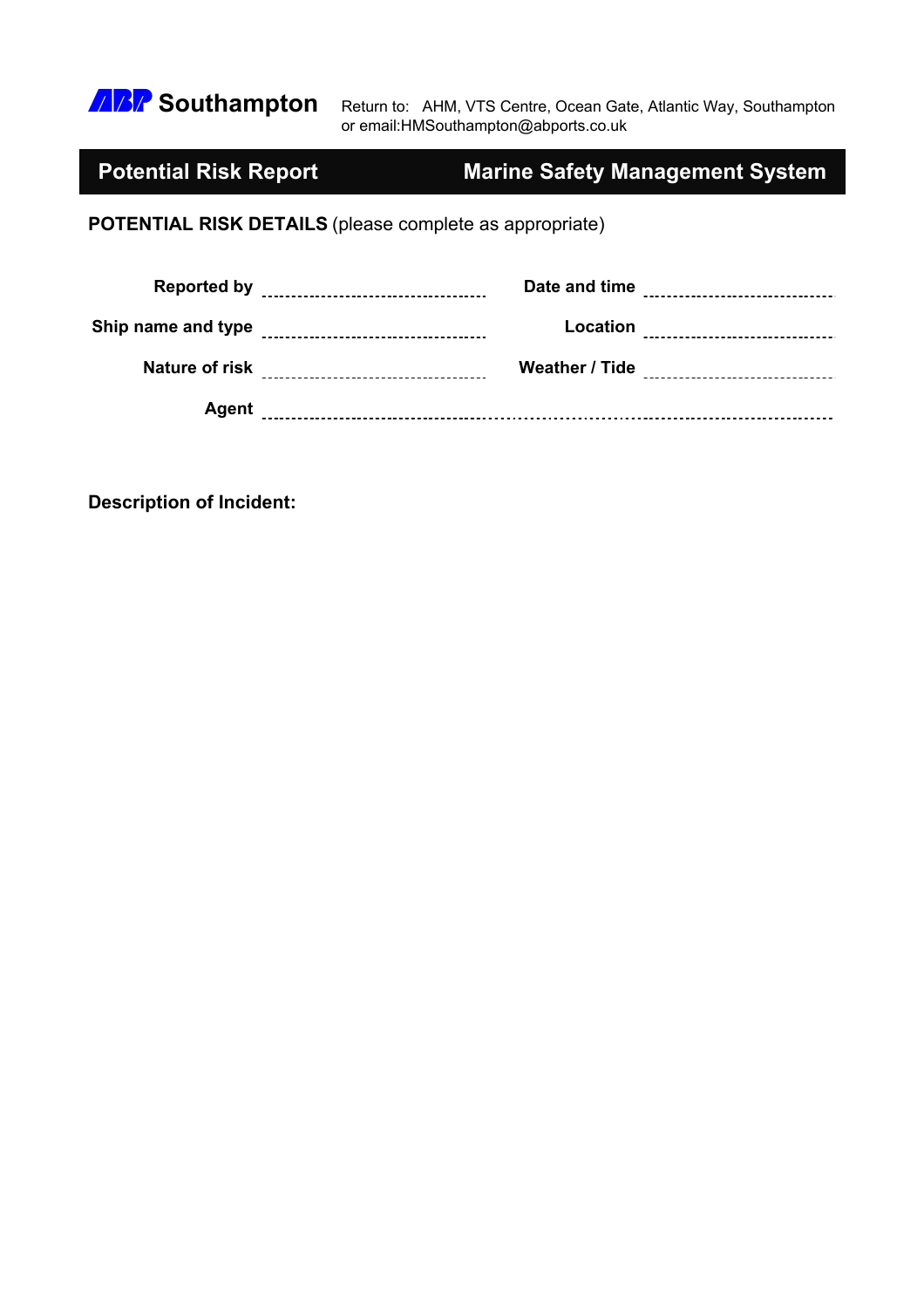**ABP Southampton**

Return to: AHM, VTS Centre, Ocean Gate, Atlantic Way, Southampton
or email:HMSouthampton@abports.co.uk

# Potential Risk Report — Marine Safety Management System

**POTENTIAL RISK DETAILS** (please complete as appropriate)

**Reported by** ..................................... **Date and time** .....................................

**Ship name and type** ..................................... **Location** .....................................

**Nature of risk** ..................................... **Weather / Tide** .....................................

**Agent** ..........................................................................................................

**Description of Incident:**